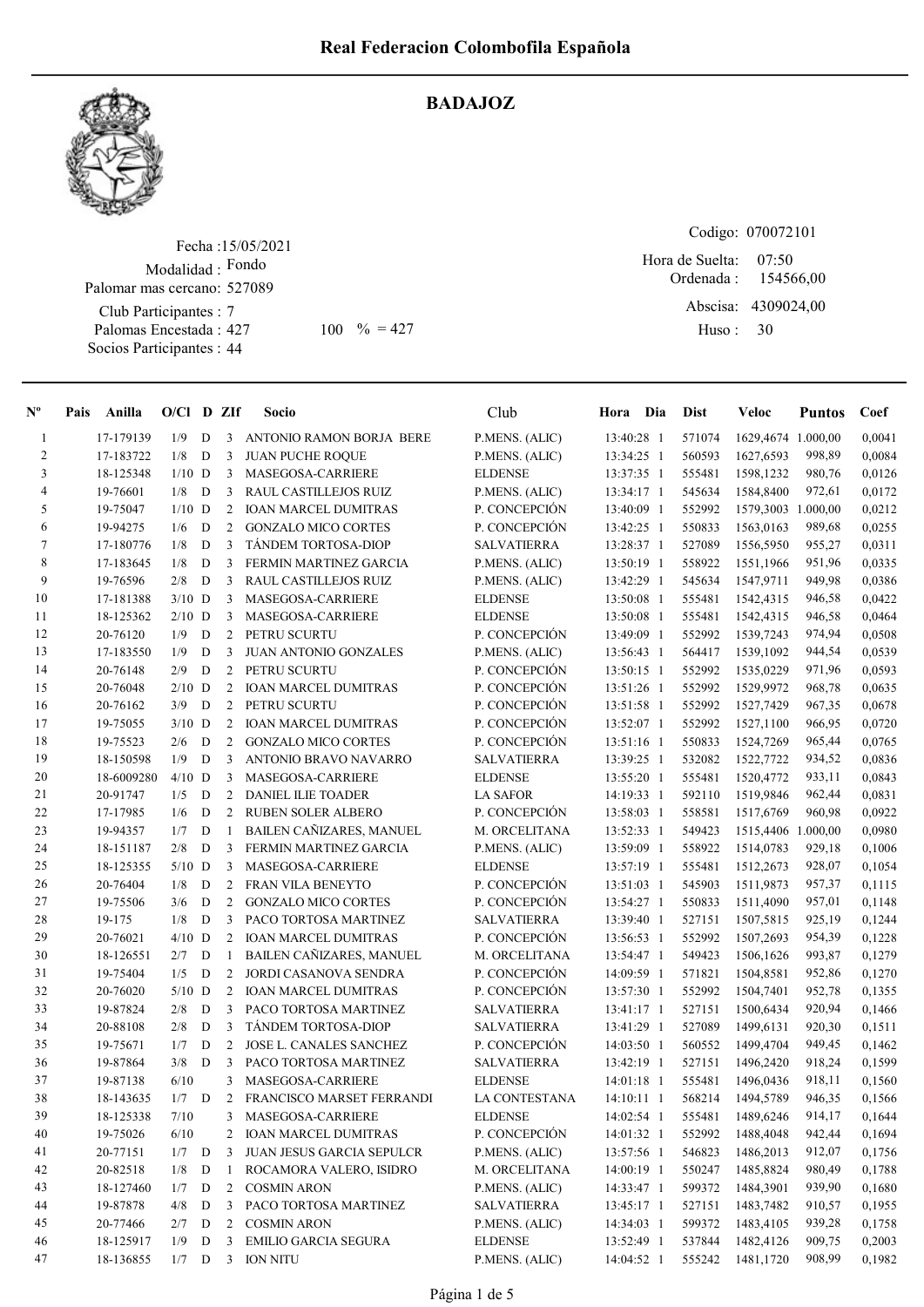# Real Federacion Colombofila Española

## BADAJOZ

Fecha :15/05/2021
Modalidad : Fondo
Palomar mas cercano: 527089
Club Participantes : 7
Palomas Encestada : 427    100 % = 427
Socios Participantes : 44

Codigo: 070072101
Hora de Suelta: 07:50
Ordenada : 154566,00
Abscisa: 4309024,00
Huso : 30

| Nº | Pais | Anilla | O/Cl | D | ZIf | Socio | Club | Hora | Dia | Dist | Veloc | Puntos | Coef |
|---|---|---|---|---|---|---|---|---|---|---|---|---|---|
| 1 | | 17-179139 | 1/9 | D | 3 | ANTONIO RAMON BORJA BERE | P.MENS. (ALIC) | 13:40:28 | 1 | 571074 | 1629,4674 | 1.000,00 | 0,0041 |
| 2 | | 17-183722 | 1/8 | D | 3 | JUAN PUCHE ROQUE | P.MENS. (ALIC) | 13:34:25 | 1 | 560593 | 1627,6593 | 998,89 | 0,0084 |
| 3 | | 18-125348 | 1/10 | D | 3 | MASEGOSA-CARRIERE | ELDENSE | 13:37:35 | 1 | 555481 | 1598,1232 | 980,76 | 0,0126 |
| 4 | | 19-76601 | 1/8 | D | 3 | RAUL CASTILLEJOS RUIZ | P.MENS. (ALIC) | 13:34:17 | 1 | 545634 | 1584,8400 | 972,61 | 0,0172 |
| 5 | | 19-75047 | 1/10 | D | 2 | IOAN MARCEL DUMITRAS | P. CONCEPCIÓN | 13:40:09 | 1 | 552992 | 1579,3003 | 1.000,00 | 0,0212 |
| 6 | | 19-94275 | 1/6 | D | 2 | GONZALO MICO CORTES | P. CONCEPCIÓN | 13:42:25 | 1 | 550833 | 1563,0163 | 989,68 | 0,0255 |
| 7 | | 17-180776 | 1/8 | D | 3 | TÁNDEM TORTOSA-DIOP | SALVATIERRA | 13:28:37 | 1 | 527089 | 1556,5950 | 955,27 | 0,0311 |
| 8 | | 17-183645 | 1/8 | D | 3 | FERMIN MARTINEZ GARCIA | P.MENS. (ALIC) | 13:50:19 | 1 | 558922 | 1551,1966 | 951,96 | 0,0335 |
| 9 | | 19-76596 | 2/8 | D | 3 | RAUL CASTILLEJOS RUIZ | P.MENS. (ALIC) | 13:42:29 | 1 | 545634 | 1547,9711 | 949,98 | 0,0386 |
| 10 | | 17-181388 | 3/10 | D | 3 | MASEGOSA-CARRIERE | ELDENSE | 13:50:08 | 1 | 555481 | 1542,4315 | 946,58 | 0,0422 |
| 11 | | 18-125362 | 2/10 | D | 3 | MASEGOSA-CARRIERE | ELDENSE | 13:50:08 | 1 | 555481 | 1542,4315 | 946,58 | 0,0464 |
| 12 | | 20-76120 | 1/9 | D | 2 | PETRU SCURTU | P. CONCEPCIÓN | 13:49:09 | 1 | 552992 | 1539,7243 | 974,94 | 0,0508 |
| 13 | | 17-183550 | 1/9 | D | 3 | JUAN ANTONIO GONZALES | P.MENS. (ALIC) | 13:56:43 | 1 | 564417 | 1539,1092 | 944,54 | 0,0539 |
| 14 | | 20-76148 | 2/9 | D | 2 | PETRU SCURTU | P. CONCEPCIÓN | 13:50:15 | 1 | 552992 | 1535,0229 | 971,96 | 0,0593 |
| 15 | | 20-76048 | 2/10 | D | 2 | IOAN MARCEL DUMITRAS | P. CONCEPCIÓN | 13:51:26 | 1 | 552992 | 1529,9972 | 968,78 | 0,0635 |
| 16 | | 20-76162 | 3/9 | D | 2 | PETRU SCURTU | P. CONCEPCIÓN | 13:51:58 | 1 | 552992 | 1527,7429 | 967,35 | 0,0678 |
| 17 | | 19-75055 | 3/10 | D | 2 | IOAN MARCEL DUMITRAS | P. CONCEPCIÓN | 13:52:07 | 1 | 552992 | 1527,1100 | 966,95 | 0,0720 |
| 18 | | 19-75523 | 2/6 | D | 2 | GONZALO MICO CORTES | P. CONCEPCIÓN | 13:51:16 | 1 | 550833 | 1524,7269 | 965,44 | 0,0765 |
| 19 | | 18-150598 | 1/9 | D | 3 | ANTONIO BRAVO NAVARRO | SALVATIERRA | 13:39:25 | 1 | 532082 | 1522,7722 | 934,52 | 0,0836 |
| 20 | | 18-6009280 | 4/10 | D | 3 | MASEGOSA-CARRIERE | ELDENSE | 13:55:20 | 1 | 555481 | 1520,4772 | 933,11 | 0,0843 |
| 21 | | 20-91747 | 1/5 | D | 2 | DANIEL ILIE TOADER | LA SAFOR | 14:19:33 | 1 | 592110 | 1519,9846 | 962,44 | 0,0831 |
| 22 | | 17-17985 | 1/6 | D | 2 | RUBEN SOLER ALBERO | P. CONCEPCIÓN | 13:58:03 | 1 | 558581 | 1517,6769 | 960,98 | 0,0922 |
| 23 | | 19-94357 | 1/7 | D | 1 | BAILEN CAÑIZARES, MANUEL | M. ORCELITANA | 13:52:33 | 1 | 549423 | 1515,4406 | 1.000,00 | 0,0980 |
| 24 | | 18-151187 | 2/8 | D | 3 | FERMIN MARTINEZ GARCIA | P.MENS. (ALIC) | 13:59:09 | 1 | 558922 | 1514,0783 | 929,18 | 0,1006 |
| 25 | | 18-125355 | 5/10 | D | 3 | MASEGOSA-CARRIERE | ELDENSE | 13:57:19 | 1 | 555481 | 1512,2673 | 928,07 | 0,1054 |
| 26 | | 20-76404 | 1/8 | D | 2 | FRAN VILA BENEYTO | P. CONCEPCIÓN | 13:51:03 | 1 | 545903 | 1511,9873 | 957,37 | 0,1115 |
| 27 | | 19-75506 | 3/6 | D | 2 | GONZALO MICO CORTES | P. CONCEPCIÓN | 13:54:27 | 1 | 550833 | 1511,4090 | 957,01 | 0,1148 |
| 28 | | 19-175 | 1/8 | D | 3 | PACO TORTOSA MARTINEZ | SALVATIERRA | 13:39:40 | 1 | 527151 | 1507,5815 | 925,19 | 0,1244 |
| 29 | | 20-76021 | 4/10 | D | 2 | IOAN MARCEL DUMITRAS | P. CONCEPCIÓN | 13:56:53 | 1 | 552992 | 1507,2693 | 954,39 | 0,1228 |
| 30 | | 18-126551 | 2/7 | D | 1 | BAILEN CAÑIZARES, MANUEL | M. ORCELITANA | 13:54:47 | 1 | 549423 | 1506,1626 | 993,87 | 0,1279 |
| 31 | | 19-75404 | 1/5 | D | 2 | JORDI CASANOVA SENDRA | P. CONCEPCIÓN | 14:09:59 | 1 | 571821 | 1504,8581 | 952,86 | 0,1270 |
| 32 | | 20-76020 | 5/10 | D | 2 | IOAN MARCEL DUMITRAS | P. CONCEPCIÓN | 13:57:30 | 1 | 552992 | 1504,7401 | 952,78 | 0,1355 |
| 33 | | 19-87824 | 2/8 | D | 3 | PACO TORTOSA MARTINEZ | SALVATIERRA | 13:41:17 | 1 | 527151 | 1500,6434 | 920,94 | 0,1466 |
| 34 | | 20-88108 | 2/8 | D | 3 | TÁNDEM TORTOSA-DIOP | SALVATIERRA | 13:41:29 | 1 | 527089 | 1499,6131 | 920,30 | 0,1511 |
| 35 | | 19-75671 | 1/7 | D | 2 | JOSE L. CANALES SANCHEZ | P. CONCEPCIÓN | 14:03:50 | 1 | 560552 | 1499,4704 | 949,45 | 0,1462 |
| 36 | | 19-87864 | 3/8 | D | 3 | PACO TORTOSA MARTINEZ | SALVATIERRA | 13:42:19 | 1 | 527151 | 1496,2420 | 918,24 | 0,1599 |
| 37 | | 19-87138 | 6/10 | | 3 | MASEGOSA-CARRIERE | ELDENSE | 14:01:18 | 1 | 555481 | 1496,0436 | 918,11 | 0,1560 |
| 38 | | 18-143635 | 1/7 | D | 2 | FRANCISCO MARSET FERRANDI | LA CONTESTANA | 14:10:11 | 1 | 568214 | 1494,5789 | 946,35 | 0,1566 |
| 39 | | 18-125338 | 7/10 | | 3 | MASEGOSA-CARRIERE | ELDENSE | 14:02:54 | 1 | 555481 | 1489,6246 | 914,17 | 0,1644 |
| 40 | | 19-75026 | 6/10 | | 2 | IOAN MARCEL DUMITRAS | P. CONCEPCIÓN | 14:01:32 | 1 | 552992 | 1488,4048 | 942,44 | 0,1694 |
| 41 | | 20-77151 | 1/7 | D | 3 | JUAN JESUS GARCIA SEPULCR | P.MENS. (ALIC) | 13:57:56 | 1 | 546823 | 1486,2013 | 912,07 | 0,1756 |
| 42 | | 20-82518 | 1/8 | D | 1 | ROCAMORA VALERO, ISIDRO | M. ORCELITANA | 14:00:19 | 1 | 550247 | 1485,8824 | 980,49 | 0,1788 |
| 43 | | 18-127460 | 1/7 | D | 2 | COSMIN ARON | P.MENS. (ALIC) | 14:33:47 | 1 | 599372 | 1484,3901 | 939,90 | 0,1680 |
| 44 | | 19-87878 | 4/8 | D | 3 | PACO TORTOSA MARTINEZ | SALVATIERRA | 13:45:17 | 1 | 527151 | 1483,7482 | 910,57 | 0,1955 |
| 45 | | 20-77466 | 2/7 | D | 2 | COSMIN ARON | P.MENS. (ALIC) | 14:34:03 | 1 | 599372 | 1483,4105 | 939,28 | 0,1758 |
| 46 | | 18-125917 | 1/9 | D | 3 | EMILIO GARCIA SEGURA | ELDENSE | 13:52:49 | 1 | 537844 | 1482,4126 | 909,75 | 0,2003 |
| 47 | | 18-136855 | 1/7 | D | 3 | ION NITU | P.MENS. (ALIC) | 14:04:52 | 1 | 555242 | 1481,1720 | 908,99 | 0,1982 |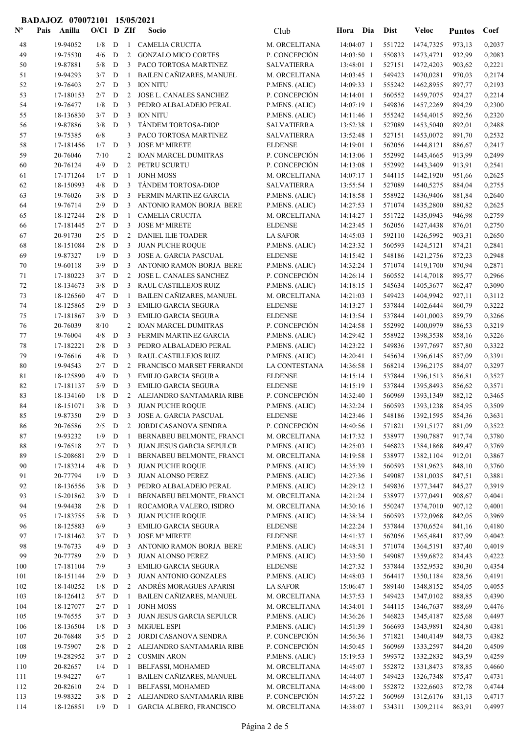**BADAJOZ 070072101 15/05/2021**

| Nº | Pais | Anilla | O/Cl | D | ZIf | Socio | Club | Hora | Dia | Dist | Veloc | Puntos | Coef |
|---|---|---|---|---|---|---|---|---|---|---|---|---|---|
| 48 | | 19-94052 | 1/8 | D | 1 | CAMELIA CRUCITA | M. ORCELITANA | 14:04:07 | 1 | 551722 | 1474,7325 | 973,13 | 0,2037 |
| 49 | | 19-75530 | 4/6 | D | 2 | GONZALO MICO CORTES | P. CONCEPCIÓN | 14:03:50 | 1 | 550833 | 1473,4721 | 932,99 | 0,2083 |
| 50 | | 19-87881 | 5/8 | D | 3 | PACO TORTOSA MARTINEZ | SALVATIERRA | 13:48:01 | 1 | 527151 | 1472,4203 | 903,62 | 0,2221 |
| 51 | | 19-94293 | 3/7 | D | 1 | BAILEN CAÑIZARES, MANUEL | M. ORCELITANA | 14:03:45 | 1 | 549423 | 1470,0281 | 970,03 | 0,2174 |
| 52 | | 19-76403 | 2/7 | D | 3 | ION NITU | P.MENS. (ALIC) | 14:09:33 | 1 | 555242 | 1462,8955 | 897,77 | 0,2193 |
| 53 | | 17-180153 | 2/7 | D | 2 | JOSE L. CANALES SANCHEZ | P. CONCEPCIÓN | 14:14:01 | 1 | 560552 | 1459,7075 | 924,27 | 0,2214 |
| 54 | | 19-76477 | 1/8 | D | 3 | PEDRO ALBALADEJO PERAL | P.MENS. (ALIC) | 14:07:19 | 1 | 549836 | 1457,2269 | 894,29 | 0,2300 |
| 55 | | 18-136830 | 3/7 | D | 3 | ION NITU | P.MENS. (ALIC) | 14:11:46 | 1 | 555242 | 1454,4015 | 892,56 | 0,2320 |
| 56 | | 19-87886 | 3/8 | D | 3 | TÁNDEM TORTOSA-DIOP | SALVATIERRA | 13:52:38 | 1 | 527089 | 1453,5040 | 892,01 | 0,2488 |
| 57 | | 19-75385 | 6/8 | | 3 | PACO TORTOSA MARTINEZ | SALVATIERRA | 13:52:48 | 1 | 527151 | 1453,0072 | 891,70 | 0,2532 |
| 58 | | 17-181456 | 1/7 | D | 3 | JOSE Mª MIRETE | ELDENSE | 14:19:01 | 1 | 562056 | 1444,8121 | 886,67 | 0,2417 |
| 59 | | 20-76046 | 7/10 | | 2 | IOAN MARCEL DUMITRAS | P. CONCEPCIÓN | 14:13:06 | 1 | 552992 | 1443,4665 | 913,99 | 0,2499 |
| 60 | | 20-76124 | 4/9 | D | 2 | PETRU SCURTU | P. CONCEPCIÓN | 14:13:08 | 1 | 552992 | 1443,3409 | 913,91 | 0,2541 |
| 61 | | 17-171264 | 1/7 | D | 1 | JONH MOSS | M. ORCELITANA | 14:07:17 | 1 | 544115 | 1442,1920 | 951,66 | 0,2625 |
| 62 | | 18-150993 | 4/8 | D | 3 | TÁNDEM TORTOSA-DIOP | SALVATIERRA | 13:55:54 | 1 | 527089 | 1440,5275 | 884,04 | 0,2755 |
| 63 | | 19-76026 | 3/8 | D | 3 | FERMIN MARTINEZ GARCIA | P.MENS. (ALIC) | 14:18:58 | 1 | 558922 | 1436,9406 | 881,84 | 0,2640 |
| 64 | | 19-76714 | 2/9 | D | 3 | ANTONIO RAMON BORJA BERE | P.MENS. (ALIC) | 14:27:53 | 1 | 571074 | 1435,2800 | 880,82 | 0,2625 |
| 65 | | 18-127244 | 2/8 | D | 1 | CAMELIA CRUCITA | M. ORCELITANA | 14:14:27 | 1 | 551722 | 1435,0943 | 946,98 | 0,2759 |
| 66 | | 17-181445 | 2/7 | D | 3 | JOSE Mª MIRETE | ELDENSE | 14:23:45 | 1 | 562056 | 1427,4438 | 876,01 | 0,2750 |
| 67 | | 20-91730 | 2/5 | D | 2 | DANIEL ILIE TOADER | LA SAFOR | 14:45:03 | 1 | 592110 | 1426,5992 | 903,31 | 0,2650 |
| 68 | | 18-151084 | 2/8 | D | 3 | JUAN PUCHE ROQUE | P.MENS. (ALIC) | 14:23:32 | 1 | 560593 | 1424,5121 | 874,21 | 0,2841 |
| 69 | | 19-87327 | 1/9 | D | 3 | JOSE A. GARCIA PASCUAL | ELDENSE | 14:15:42 | 1 | 548186 | 1421,2756 | 872,23 | 0,2948 |
| 70 | | 19-60118 | 3/9 | D | 3 | ANTONIO RAMON BORJA BERE | P.MENS. (ALIC) | 14:32:24 | 1 | 571074 | 1419,1700 | 870,94 | 0,2871 |
| 71 | | 17-180223 | 3/7 | D | 2 | JOSE L. CANALES SANCHEZ | P. CONCEPCIÓN | 14:26:14 | 1 | 560552 | 1414,7018 | 895,77 | 0,2966 |
| 72 | | 18-134673 | 3/8 | D | 3 | RAUL CASTILLEJOS RUIZ | P.MENS. (ALIC) | 14:18:15 | 1 | 545634 | 1405,3677 | 862,47 | 0,3090 |
| 73 | | 18-126560 | 4/7 | D | 1 | BAILEN CAÑIZARES, MANUEL | M. ORCELITANA | 14:21:03 | 1 | 549423 | 1404,9942 | 927,11 | 0,3112 |
| 74 | | 18-125865 | 2/9 | D | 3 | EMILIO GARCIA SEGURA | ELDENSE | 14:13:27 | 1 | 537844 | 1402,6444 | 860,79 | 0,3222 |
| 75 | | 17-181867 | 3/9 | D | 3 | EMILIO GARCIA SEGURA | ELDENSE | 14:13:54 | 1 | 537844 | 1401,0003 | 859,79 | 0,3266 |
| 76 | | 20-76039 | 8/10 | | 2 | IOAN MARCEL DUMITRAS | P. CONCEPCIÓN | 14:24:58 | 1 | 552992 | 1400,0979 | 886,53 | 0,3219 |
| 77 | | 19-76004 | 4/8 | D | 3 | FERMIN MARTINEZ GARCIA | P.MENS. (ALIC) | 14:29:42 | 1 | 558922 | 1398,3538 | 858,16 | 0,3226 |
| 78 | | 17-182221 | 2/8 | D | 3 | PEDRO ALBALADEJO PERAL | P.MENS. (ALIC) | 14:23:22 | 1 | 549836 | 1397,7697 | 857,80 | 0,3322 |
| 79 | | 19-76616 | 4/8 | D | 3 | RAUL CASTILLEJOS RUIZ | P.MENS. (ALIC) | 14:20:41 | 1 | 545634 | 1396,6145 | 857,09 | 0,3391 |
| 80 | | 19-94543 | 2/7 | D | 2 | FRANCISCO MARSET FERRANDI | LA CONTESTANA | 14:36:58 | 1 | 568214 | 1396,2175 | 884,07 | 0,3297 |
| 81 | | 18-125890 | 4/9 | D | 3 | EMILIO GARCIA SEGURA | ELDENSE | 14:15:14 | 1 | 537844 | 1396,1513 | 856,81 | 0,3527 |
| 82 | | 17-181137 | 5/9 | D | 3 | EMILIO GARCIA SEGURA | ELDENSE | 14:15:19 | 1 | 537844 | 1395,8493 | 856,62 | 0,3571 |
| 83 | | 18-134160 | 1/8 | D | 2 | ALEJANDRO SANTAMARIA RIBE | P. CONCEPCIÓN | 14:32:40 | 1 | 560969 | 1393,1349 | 882,12 | 0,3465 |
| 84 | | 18-151071 | 3/8 | D | 3 | JUAN PUCHE ROQUE | P.MENS. (ALIC) | 14:32:24 | 1 | 560593 | 1393,1238 | 854,95 | 0,3509 |
| 85 | | 19-87350 | 2/9 | D | 3 | JOSE A. GARCIA PASCUAL | ELDENSE | 14:23:46 | 1 | 548186 | 1392,1595 | 854,36 | 0,3631 |
| 86 | | 20-76586 | 2/5 | D | 2 | JORDI CASANOVA SENDRA | P. CONCEPCIÓN | 14:40:56 | 1 | 571821 | 1391,5177 | 881,09 | 0,3522 |
| 87 | | 19-93232 | 1/9 | D | 1 | BERNABEU BELMONTE, FRANCI | M. ORCELITANA | 14:17:32 | 1 | 538977 | 1390,7887 | 917,74 | 0,3780 |
| 88 | | 19-76518 | 2/7 | D | 3 | JUAN JESUS GARCIA SEPULCR | P.MENS. (ALIC) | 14:25:03 | 1 | 546823 | 1384,1868 | 849,47 | 0,3769 |
| 89 | | 15-208681 | 2/9 | D | 1 | BERNABEU BELMONTE, FRANCI | M. ORCELITANA | 14:19:58 | 1 | 538977 | 1382,1104 | 912,01 | 0,3867 |
| 90 | | 17-183214 | 4/8 | D | 3 | JUAN PUCHE ROQUE | P.MENS. (ALIC) | 14:35:39 | 1 | 560593 | 1381,9623 | 848,10 | 0,3760 |
| 91 | | 20-77794 | 1/9 | D | 3 | JUAN ALONSO PEREZ | P.MENS. (ALIC) | 14:27:36 | 1 | 549087 | 1381,0035 | 847,51 | 0,3881 |
| 92 | | 18-136556 | 3/8 | D | 3 | PEDRO ALBALADEJO PERAL | P.MENS. (ALIC) | 14:29:12 | 1 | 549836 | 1377,3447 | 845,27 | 0,3919 |
| 93 | | 15-201862 | 3/9 | D | 1 | BERNABEU BELMONTE, FRANCI | M. ORCELITANA | 14:21:24 | 1 | 538977 | 1377,0491 | 908,67 | 0,4041 |
| 94 | | 19-94438 | 2/8 | D | 1 | ROCAMORA VALERO, ISIDRO | M. ORCELITANA | 14:30:16 | 1 | 550247 | 1374,7010 | 907,12 | 0,4001 |
| 95 | | 17-183755 | 5/8 | D | 3 | JUAN PUCHE ROQUE | P.MENS. (ALIC) | 14:38:34 | 1 | 560593 | 1372,0968 | 842,05 | 0,3969 |
| 96 | | 18-125883 | 6/9 | | 3 | EMILIO GARCIA SEGURA | ELDENSE | 14:22:24 | 1 | 537844 | 1370,6524 | 841,16 | 0,4180 |
| 97 | | 17-181462 | 3/7 | D | 3 | JOSE Mª MIRETE | ELDENSE | 14:41:37 | 1 | 562056 | 1365,4841 | 837,99 | 0,4042 |
| 98 | | 19-76733 | 4/9 | D | 3 | ANTONIO RAMON BORJA BERE | P.MENS. (ALIC) | 14:48:31 | 1 | 571074 | 1364,5191 | 837,40 | 0,4019 |
| 99 | | 20-77789 | 2/9 | D | 3 | JUAN ALONSO PEREZ | P.MENS. (ALIC) | 14:33:50 | 1 | 549087 | 1359,6872 | 834,43 | 0,4222 |
| 100 | | 17-181104 | 7/9 | | 3 | EMILIO GARCIA SEGURA | ELDENSE | 14:27:32 | 1 | 537844 | 1352,9532 | 830,30 | 0,4354 |
| 101 | | 18-151144 | 2/9 | D | 3 | JUAN ANTONIO GONZALES | P.MENS. (ALIC) | 14:48:03 | 1 | 564417 | 1350,1184 | 828,56 | 0,4191 |
| 102 | | 18-140252 | 1/8 | D | 2 | ANDRÉS MORAGUES APARISI | LA SAFOR | 15:06:47 | 1 | 589140 | 1348,8152 | 854,05 | 0,4055 |
| 103 | | 18-126412 | 5/7 | D | 1 | BAILEN CAÑIZARES, MANUEL | M. ORCELITANA | 14:37:53 | 1 | 549423 | 1347,0102 | 888,85 | 0,4390 |
| 104 | | 18-127077 | 2/7 | D | 1 | JONH MOSS | M. ORCELITANA | 14:34:01 | 1 | 544115 | 1346,7637 | 888,69 | 0,4476 |
| 105 | | 19-76555 | 3/7 | D | 3 | JUAN JESUS GARCIA SEPULCR | P.MENS. (ALIC) | 14:36:26 | 1 | 546823 | 1345,4187 | 825,68 | 0,4497 |
| 106 | | 18-136504 | 1/8 | D | 3 | MIGUEL ESPI | P.MENS. (ALIC) | 14:51:39 | 1 | 566693 | 1343,9891 | 824,80 | 0,4381 |
| 107 | | 20-76848 | 3/5 | D | 2 | JORDI CASANOVA SENDRA | P. CONCEPCIÓN | 14:56:36 | 1 | 571821 | 1340,4149 | 848,73 | 0,4382 |
| 108 | | 19-75907 | 2/8 | D | 2 | ALEJANDRO SANTAMARIA RIBE | P. CONCEPCIÓN | 14:50:45 | 1 | 560969 | 1333,2597 | 844,20 | 0,4509 |
| 109 | | 19-282952 | 3/7 | D | 2 | COSMIN ARON | P.MENS. (ALIC) | 15:19:53 | 1 | 599372 | 1332,2832 | 843,59 | 0,4259 |
| 110 | | 20-82657 | 1/4 | D | 1 | BELFASSI, MOHAMED | M. ORCELITANA | 14:45:07 | 1 | 552872 | 1331,8473 | 878,85 | 0,4660 |
| 111 | | 19-94427 | 6/7 | | 1 | BAILEN CAÑIZARES, MANUEL | M. ORCELITANA | 14:44:07 | 1 | 549423 | 1326,7348 | 875,47 | 0,4731 |
| 112 | | 20-82610 | 2/4 | D | 1 | BELFASSI, MOHAMED | M. ORCELITANA | 14:48:00 | 1 | 552872 | 1322,6603 | 872,78 | 0,4744 |
| 113 | | 19-98322 | 3/8 | D | 2 | ALEJANDRO SANTAMARIA RIBE | P. CONCEPCIÓN | 14:57:22 | 1 | 560969 | 1312,6176 | 831,13 | 0,4717 |
| 114 | | 18-126851 | 1/9 | D | 1 | GARCIA ALBERO, FRANCISCO | M. ORCELITANA | 14:38:07 | 1 | 534311 | 1309,2114 | 863,91 | 0,4997 |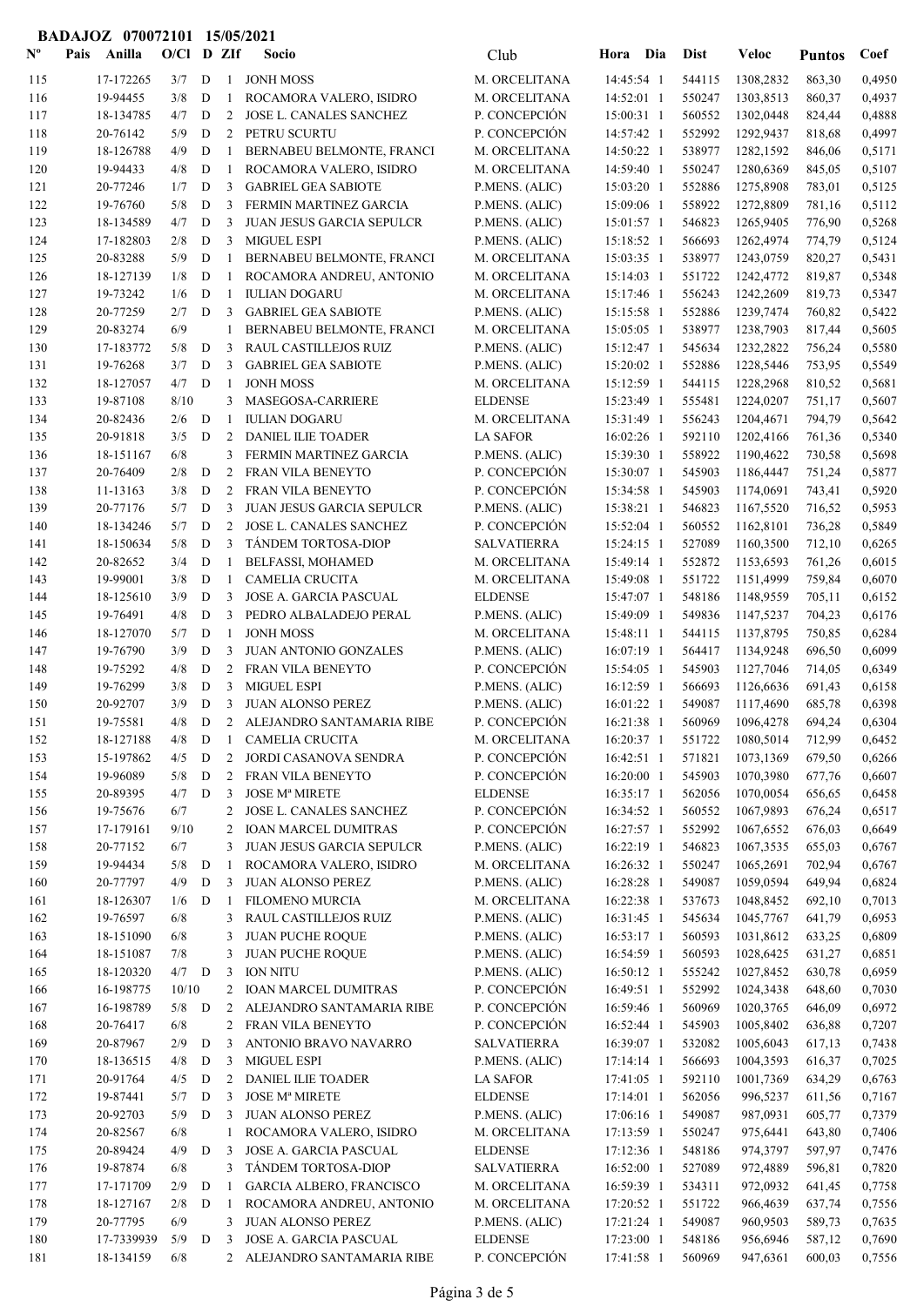**BADAJOZ 070072101 15/05/2021**

| Nº | Pais | Anilla | O/Cl | D | ZIf | Socio | Club | Hora | Dia | Dist | Veloc | Puntos | Coef |
|---|---|---|---|---|---|---|---|---|---|---|---|---|---|
| 115 | | 17-172265 | 3/7 | D | 1 | JONH MOSS | M. ORCELITANA | 14:45:54 | 1 | 544115 | 1308,2832 | 863,30 | 0,4950 |
| 116 | | 19-94455 | 3/8 | D | 1 | ROCAMORA VALERO, ISIDRO | M. ORCELITANA | 14:52:01 | 1 | 550247 | 1303,8513 | 860,37 | 0,4937 |
| 117 | | 18-134785 | 4/7 | D | 2 | JOSE L. CANALES SANCHEZ | P. CONCEPCIÓN | 15:00:31 | 1 | 560552 | 1302,0448 | 824,44 | 0,4888 |
| 118 | | 20-76142 | 5/9 | D | 2 | PETRU SCURTU | P. CONCEPCIÓN | 14:57:42 | 1 | 552992 | 1292,9437 | 818,68 | 0,4997 |
| 119 | | 18-126788 | 4/9 | D | 1 | BERNABEU BELMONTE, FRANCI | M. ORCELITANA | 14:50:22 | 1 | 538977 | 1282,1592 | 846,06 | 0,5171 |
| 120 | | 19-94433 | 4/8 | D | 1 | ROCAMORA VALERO, ISIDRO | M. ORCELITANA | 14:59:40 | 1 | 550247 | 1280,6369 | 845,05 | 0,5107 |
| 121 | | 20-77246 | 1/7 | D | 3 | GABRIEL GEA SABIOTE | P.MENS. (ALIC) | 15:03:20 | 1 | 552886 | 1275,8908 | 783,01 | 0,5125 |
| 122 | | 19-76760 | 5/8 | D | 3 | FERMIN MARTINEZ GARCIA | P.MENS. (ALIC) | 15:09:06 | 1 | 558922 | 1272,8809 | 781,16 | 0,5112 |
| 123 | | 18-134589 | 4/7 | D | 3 | JUAN JESUS GARCIA SEPULCR | P.MENS. (ALIC) | 15:01:57 | 1 | 546823 | 1265,9405 | 776,90 | 0,5268 |
| 124 | | 17-182803 | 2/8 | D | 3 | MIGUEL ESPI | P.MENS. (ALIC) | 15:18:52 | 1 | 566693 | 1262,4974 | 774,79 | 0,5124 |
| 125 | | 20-83288 | 5/9 | D | 1 | BERNABEU BELMONTE, FRANCI | M. ORCELITANA | 15:03:35 | 1 | 538977 | 1243,0759 | 820,27 | 0,5431 |
| 126 | | 18-127139 | 1/8 | D | 1 | ROCAMORA ANDREU, ANTONIO | M. ORCELITANA | 15:14:03 | 1 | 551722 | 1242,4772 | 819,87 | 0,5348 |
| 127 | | 19-73242 | 1/6 | D | 1 | IULIAN DOGARU | M. ORCELITANA | 15:17:46 | 1 | 556243 | 1242,2609 | 819,73 | 0,5347 |
| 128 | | 20-77259 | 2/7 | D | 3 | GABRIEL GEA SABIOTE | P.MENS. (ALIC) | 15:15:58 | 1 | 552886 | 1239,7474 | 760,82 | 0,5422 |
| 129 | | 20-83274 | 6/9 | | 1 | BERNABEU BELMONTE, FRANCI | M. ORCELITANA | 15:05:05 | 1 | 538977 | 1238,7903 | 817,44 | 0,5605 |
| 130 | | 17-183772 | 5/8 | D | 3 | RAUL CASTILLEJOS RUIZ | P.MENS. (ALIC) | 15:12:47 | 1 | 545634 | 1232,2822 | 756,24 | 0,5580 |
| 131 | | 19-76268 | 3/7 | D | 3 | GABRIEL GEA SABIOTE | P.MENS. (ALIC) | 15:20:02 | 1 | 552886 | 1228,5446 | 753,95 | 0,5549 |
| 132 | | 18-127057 | 4/7 | D | 1 | JONH MOSS | M. ORCELITANA | 15:12:59 | 1 | 544115 | 1228,2968 | 810,52 | 0,5681 |
| 133 | | 19-87108 | 8/10 | | 3 | MASEGOSA-CARRIERE | ELDENSE | 15:23:49 | 1 | 555481 | 1224,0207 | 751,17 | 0,5607 |
| 134 | | 20-82436 | 2/6 | D | 1 | IULIAN DOGARU | M. ORCELITANA | 15:31:49 | 1 | 556243 | 1204,4671 | 794,79 | 0,5642 |
| 135 | | 20-91818 | 3/5 | D | 2 | DANIEL ILIE TOADER | LA SAFOR | 16:02:26 | 1 | 592110 | 1202,4166 | 761,36 | 0,5340 |
| 136 | | 18-151167 | 6/8 | | 3 | FERMIN MARTINEZ GARCIA | P.MENS. (ALIC) | 15:39:30 | 1 | 558922 | 1190,4622 | 730,58 | 0,5698 |
| 137 | | 20-76409 | 2/8 | D | 2 | FRAN VILA BENEYTO | P. CONCEPCIÓN | 15:30:07 | 1 | 545903 | 1186,4447 | 751,24 | 0,5877 |
| 138 | | 11-13163 | 3/8 | D | 2 | FRAN VILA BENEYTO | P. CONCEPCIÓN | 15:34:58 | 1 | 545903 | 1174,0691 | 743,41 | 0,5920 |
| 139 | | 20-77176 | 5/7 | D | 3 | JUAN JESUS GARCIA SEPULCR | P.MENS. (ALIC) | 15:38:21 | 1 | 546823 | 1167,5520 | 716,52 | 0,5953 |
| 140 | | 18-134246 | 5/7 | D | 2 | JOSE L. CANALES SANCHEZ | P. CONCEPCIÓN | 15:52:04 | 1 | 560552 | 1162,8101 | 736,28 | 0,5849 |
| 141 | | 18-150634 | 5/8 | D | 3 | TÁNDEM TORTOSA-DIOP | SALVATIERRA | 15:24:15 | 1 | 527089 | 1160,3500 | 712,10 | 0,6265 |
| 142 | | 20-82652 | 3/4 | D | 1 | BELFASSI, MOHAMED | M. ORCELITANA | 15:49:14 | 1 | 552872 | 1153,6593 | 761,26 | 0,6015 |
| 143 | | 19-99001 | 3/8 | D | 1 | CAMELIA CRUCITA | M. ORCELITANA | 15:49:08 | 1 | 551722 | 1151,4999 | 759,84 | 0,6070 |
| 144 | | 18-125610 | 3/9 | D | 3 | JOSE A. GARCIA PASCUAL | ELDENSE | 15:47:07 | 1 | 548186 | 1148,9559 | 705,11 | 0,6152 |
| 145 | | 19-76491 | 4/8 | D | 3 | PEDRO ALBALADEJO PERAL | P.MENS. (ALIC) | 15:49:09 | 1 | 549836 | 1147,5237 | 704,23 | 0,6176 |
| 146 | | 18-127070 | 5/7 | D | 1 | JONH MOSS | M. ORCELITANA | 15:48:11 | 1 | 544115 | 1137,8795 | 750,85 | 0,6284 |
| 147 | | 19-76790 | 3/9 | D | 3 | JUAN ANTONIO GONZALES | P.MENS. (ALIC) | 16:07:19 | 1 | 564417 | 1134,9248 | 696,50 | 0,6099 |
| 148 | | 19-75292 | 4/8 | D | 2 | FRAN VILA BENEYTO | P. CONCEPCIÓN | 15:54:05 | 1 | 545903 | 1127,7046 | 714,05 | 0,6349 |
| 149 | | 19-76299 | 3/8 | D | 3 | MIGUEL ESPI | P.MENS. (ALIC) | 16:12:59 | 1 | 566693 | 1126,6636 | 691,43 | 0,6158 |
| 150 | | 20-92707 | 3/9 | D | 3 | JUAN ALONSO PEREZ | P.MENS. (ALIC) | 16:01:22 | 1 | 549087 | 1117,4690 | 685,78 | 0,6398 |
| 151 | | 19-75581 | 4/8 | D | 2 | ALEJANDRO SANTAMARIA RIBE | P. CONCEPCIÓN | 16:21:38 | 1 | 560969 | 1096,4278 | 694,24 | 0,6304 |
| 152 | | 18-127188 | 4/8 | D | 1 | CAMELIA CRUCITA | M. ORCELITANA | 16:20:37 | 1 | 551722 | 1080,5014 | 712,99 | 0,6452 |
| 153 | | 15-197862 | 4/5 | D | 2 | JORDI CASANOVA SENDRA | P. CONCEPCIÓN | 16:42:51 | 1 | 571821 | 1073,1369 | 679,50 | 0,6266 |
| 154 | | 19-96089 | 5/8 | D | 2 | FRAN VILA BENEYTO | P. CONCEPCIÓN | 16:20:00 | 1 | 545903 | 1070,3980 | 677,76 | 0,6607 |
| 155 | | 20-89395 | 4/7 | D | 3 | JOSE Mª MIRETE | ELDENSE | 16:35:17 | 1 | 562056 | 1070,0054 | 656,65 | 0,6458 |
| 156 | | 19-75676 | 6/7 | | 2 | JOSE L. CANALES SANCHEZ | P. CONCEPCIÓN | 16:34:52 | 1 | 560552 | 1067,9893 | 676,24 | 0,6517 |
| 157 | | 17-179161 | 9/10 | | 2 | IOAN MARCEL DUMITRAS | P. CONCEPCIÓN | 16:27:57 | 1 | 552992 | 1067,6552 | 676,03 | 0,6649 |
| 158 | | 20-77152 | 6/7 | | 3 | JUAN JESUS GARCIA SEPULCR | P.MENS. (ALIC) | 16:22:19 | 1 | 546823 | 1067,3535 | 655,03 | 0,6767 |
| 159 | | 19-94434 | 5/8 | D | 1 | ROCAMORA VALERO, ISIDRO | M. ORCELITANA | 16:26:32 | 1 | 550247 | 1065,2691 | 702,94 | 0,6767 |
| 160 | | 20-77797 | 4/9 | D | 3 | JUAN ALONSO PEREZ | P.MENS. (ALIC) | 16:28:28 | 1 | 549087 | 1059,0594 | 649,94 | 0,6824 |
| 161 | | 18-126307 | 1/6 | D | 1 | FILOMENO MURCIA | M. ORCELITANA | 16:22:38 | 1 | 537673 | 1048,8452 | 692,10 | 0,7013 |
| 162 | | 19-76597 | 6/8 | | 3 | RAUL CASTILLEJOS RUIZ | P.MENS. (ALIC) | 16:31:45 | 1 | 545634 | 1045,7767 | 641,79 | 0,6953 |
| 163 | | 18-151090 | 6/8 | | 3 | JUAN PUCHE ROQUE | P.MENS. (ALIC) | 16:53:17 | 1 | 560593 | 1031,8612 | 633,25 | 0,6809 |
| 164 | | 18-151087 | 7/8 | | 3 | JUAN PUCHE ROQUE | P.MENS. (ALIC) | 16:54:59 | 1 | 560593 | 1028,6425 | 631,27 | 0,6851 |
| 165 | | 18-120320 | 4/7 | D | 3 | ION NITU | P.MENS. (ALIC) | 16:50:12 | 1 | 555242 | 1027,8452 | 630,78 | 0,6959 |
| 166 | | 16-198775 | 10/10 | | 2 | IOAN MARCEL DUMITRAS | P. CONCEPCIÓN | 16:49:51 | 1 | 552992 | 1024,3438 | 648,60 | 0,7030 |
| 167 | | 16-198789 | 5/8 | D | 2 | ALEJANDRO SANTAMARIA RIBE | P. CONCEPCIÓN | 16:59:46 | 1 | 560969 | 1020,3765 | 646,09 | 0,6972 |
| 168 | | 20-76417 | 6/8 | | 2 | FRAN VILA BENEYTO | P. CONCEPCIÓN | 16:52:44 | 1 | 545903 | 1005,8402 | 636,88 | 0,7207 |
| 169 | | 20-87967 | 2/9 | D | 3 | ANTONIO BRAVO NAVARRO | SALVATIERRA | 16:39:07 | 1 | 532082 | 1005,6043 | 617,13 | 0,7438 |
| 170 | | 18-136515 | 4/8 | D | 3 | MIGUEL ESPI | P.MENS. (ALIC) | 17:14:14 | 1 | 566693 | 1004,3593 | 616,37 | 0,7025 |
| 171 | | 20-91764 | 4/5 | D | 2 | DANIEL ILIE TOADER | LA SAFOR | 17:41:05 | 1 | 592110 | 1001,7369 | 634,29 | 0,6763 |
| 172 | | 19-87441 | 5/7 | D | 3 | JOSE Mª MIRETE | ELDENSE | 17:14:01 | 1 | 562056 | 996,5237 | 611,56 | 0,7167 |
| 173 | | 20-92703 | 5/9 | D | 3 | JUAN ALONSO PEREZ | P.MENS. (ALIC) | 17:06:16 | 1 | 549087 | 987,0931 | 605,77 | 0,7379 |
| 174 | | 20-82567 | 6/8 | | 1 | ROCAMORA VALERO, ISIDRO | M. ORCELITANA | 17:13:59 | 1 | 550247 | 975,6441 | 643,80 | 0,7406 |
| 175 | | 20-89424 | 4/9 | D | 3 | JOSE A. GARCIA PASCUAL | ELDENSE | 17:12:36 | 1 | 548186 | 974,3797 | 597,97 | 0,7476 |
| 176 | | 19-87874 | 6/8 | | 3 | TÁNDEM TORTOSA-DIOP | SALVATIERRA | 16:52:00 | 1 | 527089 | 972,4889 | 596,81 | 0,7820 |
| 177 | | 17-171709 | 2/9 | D | 1 | GARCIA ALBERO, FRANCISCO | M. ORCELITANA | 16:59:39 | 1 | 534311 | 972,0932 | 641,45 | 0,7758 |
| 178 | | 18-127167 | 2/8 | D | 1 | ROCAMORA ANDREU, ANTONIO | M. ORCELITANA | 17:20:52 | 1 | 551722 | 966,4639 | 637,74 | 0,7556 |
| 179 | | 20-77795 | 6/9 | | 3 | JUAN ALONSO PEREZ | P.MENS. (ALIC) | 17:21:24 | 1 | 549087 | 960,9503 | 589,73 | 0,7635 |
| 180 | | 17-7339939 | 5/9 | D | 3 | JOSE A. GARCIA PASCUAL | ELDENSE | 17:23:00 | 1 | 548186 | 956,6946 | 587,12 | 0,7690 |
| 181 | | 18-134159 | 6/8 | | 2 | ALEJANDRO SANTAMARIA RIBE | P. CONCEPCIÓN | 17:41:58 | 1 | 560969 | 947,6361 | 600,03 | 0,7556 |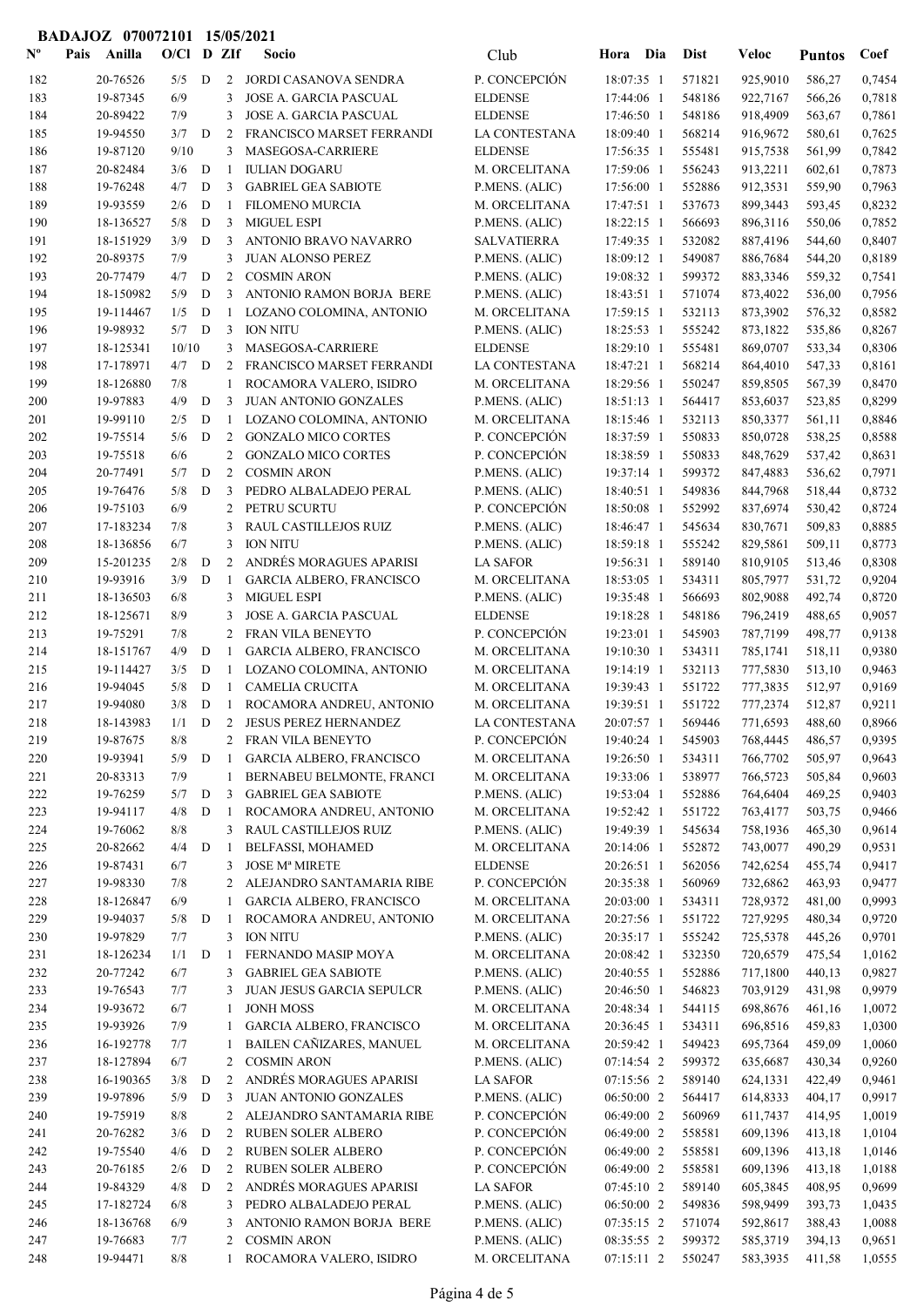**BADAJOZ 070072101 15/05/2021**

| Nº | Pais | Anilla | O/Cl | D | ZIf | Socio | Club | Hora | Dia | Dist | Veloc | Puntos | Coef |
|---|---|---|---|---|---|---|---|---|---|---|---|---|---|
| 182 | | 20-76526 | 5/5 | D | 2 | JORDI CASANOVA SENDRA | P. CONCEPCIÓN | 18:07:35 | 1 | 571821 | 925,9010 | 586,27 | 0,7454 |
| 183 | | 19-87345 | 6/9 | | 3 | JOSE A. GARCIA PASCUAL | ELDENSE | 17:44:06 | 1 | 548186 | 922,7167 | 566,26 | 0,7818 |
| 184 | | 20-89422 | 7/9 | | 3 | JOSE A. GARCIA PASCUAL | ELDENSE | 17:46:50 | 1 | 548186 | 918,4909 | 563,67 | 0,7861 |
| 185 | | 19-94550 | 3/7 | D | 2 | FRANCISCO MARSET FERRANDI | LA CONTESTANA | 18:09:40 | 1 | 568214 | 916,9672 | 580,61 | 0,7625 |
| 186 | | 19-87120 | 9/10 | | 3 | MASEGOSA-CARRIERE | ELDENSE | 17:56:35 | 1 | 555481 | 915,7538 | 561,99 | 0,7842 |
| 187 | | 20-82484 | 3/6 | D | 1 | IULIAN DOGARU | M. ORCELITANA | 17:59:06 | 1 | 556243 | 913,2211 | 602,61 | 0,7873 |
| 188 | | 19-76248 | 4/7 | D | 3 | GABRIEL GEA SABIOTE | P.MENS. (ALIC) | 17:56:00 | 1 | 552886 | 912,3531 | 559,90 | 0,7963 |
| 189 | | 19-93559 | 2/6 | D | 1 | FILOMENO MURCIA | M. ORCELITANA | 17:47:51 | 1 | 537673 | 899,3443 | 593,45 | 0,8232 |
| 190 | | 18-136527 | 5/8 | D | 3 | MIGUEL ESPI | P.MENS. (ALIC) | 18:22:15 | 1 | 566693 | 896,3116 | 550,06 | 0,7852 |
| 191 | | 18-151929 | 3/9 | D | 3 | ANTONIO BRAVO NAVARRO | SALVATIERRA | 17:49:35 | 1 | 532082 | 887,4196 | 544,60 | 0,8407 |
| 192 | | 20-89375 | 7/9 | | 3 | JUAN ALONSO PEREZ | P.MENS. (ALIC) | 18:09:12 | 1 | 549087 | 886,7684 | 544,20 | 0,8189 |
| 193 | | 20-77479 | 4/7 | D | 2 | COSMIN ARON | P.MENS. (ALIC) | 19:08:32 | 1 | 599372 | 883,3346 | 559,32 | 0,7541 |
| 194 | | 18-150982 | 5/9 | D | 3 | ANTONIO RAMON BORJA BERE | P.MENS. (ALIC) | 18:43:51 | 1 | 571074 | 873,4022 | 536,00 | 0,7956 |
| 195 | | 19-114467 | 1/5 | D | 1 | LOZANO COLOMINA, ANTONIO | M. ORCELITANA | 17:59:15 | 1 | 532113 | 873,3902 | 576,32 | 0,8582 |
| 196 | | 19-98932 | 5/7 | D | 3 | ION NITU | P.MENS. (ALIC) | 18:25:53 | 1 | 555242 | 873,1822 | 535,86 | 0,8267 |
| 197 | | 18-125341 | 10/10 | | 3 | MASEGOSA-CARRIERE | ELDENSE | 18:29:10 | 1 | 555481 | 869,0707 | 533,34 | 0,8306 |
| 198 | | 17-178971 | 4/7 | D | 2 | FRANCISCO MARSET FERRANDI | LA CONTESTANA | 18:47:21 | 1 | 568214 | 864,4010 | 547,33 | 0,8161 |
| 199 | | 18-126880 | 7/8 | | 1 | ROCAMORA VALERO, ISIDRO | M. ORCELITANA | 18:29:56 | 1 | 550247 | 859,8505 | 567,39 | 0,8470 |
| 200 | | 19-97883 | 4/9 | D | 3 | JUAN ANTONIO GONZALES | P.MENS. (ALIC) | 18:51:13 | 1 | 564417 | 853,6037 | 523,85 | 0,8299 |
| 201 | | 19-99110 | 2/5 | D | 1 | LOZANO COLOMINA, ANTONIO | M. ORCELITANA | 18:15:46 | 1 | 532113 | 850,3377 | 561,11 | 0,8846 |
| 202 | | 19-75514 | 5/6 | D | 2 | GONZALO MICO CORTES | P. CONCEPCIÓN | 18:37:59 | 1 | 550833 | 850,0728 | 538,25 | 0,8588 |
| 203 | | 19-75518 | 6/6 | | 2 | GONZALO MICO CORTES | P. CONCEPCIÓN | 18:38:59 | 1 | 550833 | 848,7629 | 537,42 | 0,8631 |
| 204 | | 20-77491 | 5/7 | D | 2 | COSMIN ARON | P.MENS. (ALIC) | 19:37:14 | 1 | 599372 | 847,4883 | 536,62 | 0,7971 |
| 205 | | 19-76476 | 5/8 | D | 3 | PEDRO ALBALADEJO PERAL | P.MENS. (ALIC) | 18:40:51 | 1 | 549836 | 844,7968 | 518,44 | 0,8732 |
| 206 | | 19-75103 | 6/9 | | 2 | PETRU SCURTU | P. CONCEPCIÓN | 18:50:08 | 1 | 552992 | 837,6974 | 530,42 | 0,8724 |
| 207 | | 17-183234 | 7/8 | | 3 | RAUL CASTILLEJOS RUIZ | P.MENS. (ALIC) | 18:46:47 | 1 | 545634 | 830,7671 | 509,83 | 0,8885 |
| 208 | | 18-136856 | 6/7 | | 3 | ION NITU | P.MENS. (ALIC) | 18:59:18 | 1 | 555242 | 829,5861 | 509,11 | 0,8773 |
| 209 | | 15-201235 | 2/8 | D | 2 | ANDRÉS MORAGUES APARISI | LA SAFOR | 19:56:31 | 1 | 589140 | 810,9105 | 513,46 | 0,8308 |
| 210 | | 19-93916 | 3/9 | D | 1 | GARCIA ALBERO, FRANCISCO | M. ORCELITANA | 18:53:05 | 1 | 534311 | 805,7977 | 531,72 | 0,9204 |
| 211 | | 18-136503 | 6/8 | | 3 | MIGUEL ESPI | P.MENS. (ALIC) | 19:35:48 | 1 | 566693 | 802,9088 | 492,74 | 0,8720 |
| 212 | | 18-125671 | 8/9 | | 3 | JOSE A. GARCIA PASCUAL | ELDENSE | 19:18:28 | 1 | 548186 | 796,2419 | 488,65 | 0,9057 |
| 213 | | 19-75291 | 7/8 | | 2 | FRAN VILA BENEYTO | P. CONCEPCIÓN | 19:23:01 | 1 | 545903 | 787,7199 | 498,77 | 0,9138 |
| 214 | | 18-151767 | 4/9 | D | 1 | GARCIA ALBERO, FRANCISCO | M. ORCELITANA | 19:10:30 | 1 | 534311 | 785,1741 | 518,11 | 0,9380 |
| 215 | | 19-114427 | 3/5 | D | 1 | LOZANO COLOMINA, ANTONIO | M. ORCELITANA | 19:14:19 | 1 | 532113 | 777,5830 | 513,10 | 0,9463 |
| 216 | | 19-94045 | 5/8 | D | 1 | CAMELIA CRUCITA | M. ORCELITANA | 19:39:43 | 1 | 551722 | 777,3835 | 512,97 | 0,9169 |
| 217 | | 19-94080 | 3/8 | D | 1 | ROCAMORA ANDREU, ANTONIO | M. ORCELITANA | 19:39:51 | 1 | 551722 | 777,2374 | 512,87 | 0,9211 |
| 218 | | 18-143983 | 1/1 | D | 2 | JESUS PEREZ HERNANDEZ | LA CONTESTANA | 20:07:57 | 1 | 569446 | 771,6593 | 488,60 | 0,8966 |
| 219 | | 19-87675 | 8/8 | | 2 | FRAN VILA BENEYTO | P. CONCEPCIÓN | 19:40:24 | 1 | 545903 | 768,4445 | 486,57 | 0,9395 |
| 220 | | 19-93941 | 5/9 | D | 1 | GARCIA ALBERO, FRANCISCO | M. ORCELITANA | 19:26:50 | 1 | 534311 | 766,7702 | 505,97 | 0,9643 |
| 221 | | 20-83313 | 7/9 | | 1 | BERNABEU BELMONTE, FRANCI | M. ORCELITANA | 19:33:06 | 1 | 538977 | 766,5723 | 505,84 | 0,9603 |
| 222 | | 19-76259 | 5/7 | D | 3 | GABRIEL GEA SABIOTE | P.MENS. (ALIC) | 19:53:04 | 1 | 552886 | 764,6404 | 469,25 | 0,9403 |
| 223 | | 19-94117 | 4/8 | D | 1 | ROCAMORA ANDREU, ANTONIO | M. ORCELITANA | 19:52:42 | 1 | 551722 | 763,4177 | 503,75 | 0,9466 |
| 224 | | 19-76062 | 8/8 | | 3 | RAUL CASTILLEJOS RUIZ | P.MENS. (ALIC) | 19:49:39 | 1 | 545634 | 758,1936 | 465,30 | 0,9614 |
| 225 | | 20-82662 | 4/4 | D | 1 | BELFASSI, MOHAMED | M. ORCELITANA | 20:14:06 | 1 | 552872 | 743,0077 | 490,29 | 0,9531 |
| 226 | | 19-87431 | 6/7 | | 3 | JOSE Mª MIRETE | ELDENSE | 20:26:51 | 1 | 562056 | 742,6254 | 455,74 | 0,9417 |
| 227 | | 19-98330 | 7/8 | | 2 | ALEJANDRO SANTAMARIA RIBE | P. CONCEPCIÓN | 20:35:38 | 1 | 560969 | 732,6862 | 463,93 | 0,9477 |
| 228 | | 18-126847 | 6/9 | | 1 | GARCIA ALBERO, FRANCISCO | M. ORCELITANA | 20:03:00 | 1 | 534311 | 728,9372 | 481,00 | 0,9993 |
| 229 | | 19-94037 | 5/8 | D | 1 | ROCAMORA ANDREU, ANTONIO | M. ORCELITANA | 20:27:56 | 1 | 551722 | 727,9295 | 480,34 | 0,9720 |
| 230 | | 19-97829 | 7/7 | | 3 | ION NITU | P.MENS. (ALIC) | 20:35:17 | 1 | 555242 | 725,5378 | 445,26 | 0,9701 |
| 231 | | 18-126234 | 1/1 | D | 1 | FERNANDO MASIP MOYA | M. ORCELITANA | 20:08:42 | 1 | 532350 | 720,6579 | 475,54 | 1,0162 |
| 232 | | 20-77242 | 6/7 | | 3 | GABRIEL GEA SABIOTE | P.MENS. (ALIC) | 20:40:55 | 1 | 552886 | 717,1800 | 440,13 | 0,9827 |
| 233 | | 19-76543 | 7/7 | | 3 | JUAN JESUS GARCIA SEPULCR | P.MENS. (ALIC) | 20:46:50 | 1 | 546823 | 703,9129 | 431,98 | 0,9979 |
| 234 | | 19-93672 | 6/7 | | 1 | JONH MOSS | M. ORCELITANA | 20:48:34 | 1 | 544115 | 698,8676 | 461,16 | 1,0072 |
| 235 | | 19-93926 | 7/9 | | 1 | GARCIA ALBERO, FRANCISCO | M. ORCELITANA | 20:36:45 | 1 | 534311 | 696,8516 | 459,83 | 1,0300 |
| 236 | | 16-192778 | 7/7 | | 1 | BAILEN CAÑIZARES, MANUEL | M. ORCELITANA | 20:59:42 | 1 | 549423 | 695,7364 | 459,09 | 1,0060 |
| 237 | | 18-127894 | 6/7 | | 2 | COSMIN ARON | P.MENS. (ALIC) | 07:14:54 | 2 | 599372 | 635,6687 | 430,34 | 0,9260 |
| 238 | | 16-190365 | 3/8 | D | 2 | ANDRÉS MORAGUES APARISI | LA SAFOR | 07:15:56 | 2 | 589140 | 624,1331 | 422,49 | 0,9461 |
| 239 | | 19-97896 | 5/9 | D | 3 | JUAN ANTONIO GONZALES | P.MENS. (ALIC) | 06:50:00 | 2 | 564417 | 614,8333 | 404,17 | 0,9917 |
| 240 | | 19-75919 | 8/8 | | 2 | ALEJANDRO SANTAMARIA RIBE | P. CONCEPCIÓN | 06:49:00 | 2 | 560969 | 611,7437 | 414,95 | 1,0019 |
| 241 | | 20-76282 | 3/6 | D | 2 | RUBEN SOLER ALBERO | P. CONCEPCIÓN | 06:49:00 | 2 | 558581 | 609,1396 | 413,18 | 1,0104 |
| 242 | | 19-75540 | 4/6 | D | 2 | RUBEN SOLER ALBERO | P. CONCEPCIÓN | 06:49:00 | 2 | 558581 | 609,1396 | 413,18 | 1,0146 |
| 243 | | 20-76185 | 2/6 | D | 2 | RUBEN SOLER ALBERO | P. CONCEPCIÓN | 06:49:00 | 2 | 558581 | 609,1396 | 413,18 | 1,0188 |
| 244 | | 19-84329 | 4/8 | D | 2 | ANDRÉS MORAGUES APARISI | LA SAFOR | 07:45:10 | 2 | 589140 | 605,3845 | 408,95 | 0,9699 |
| 245 | | 17-182724 | 6/8 | | 3 | PEDRO ALBALADEJO PERAL | P.MENS. (ALIC) | 06:50:00 | 2 | 549836 | 598,9499 | 393,73 | 1,0435 |
| 246 | | 18-136768 | 6/9 | | 3 | ANTONIO RAMON BORJA BERE | P.MENS. (ALIC) | 07:35:15 | 2 | 571074 | 592,8617 | 388,43 | 1,0088 |
| 247 | | 19-76683 | 7/7 | | 2 | COSMIN ARON | P.MENS. (ALIC) | 08:35:55 | 2 | 599372 | 585,3719 | 394,13 | 0,9651 |
| 248 | | 19-94471 | 8/8 | | 1 | ROCAMORA VALERO, ISIDRO | M. ORCELITANA | 07:15:11 | 2 | 550247 | 583,3935 | 411,58 | 1,0555 |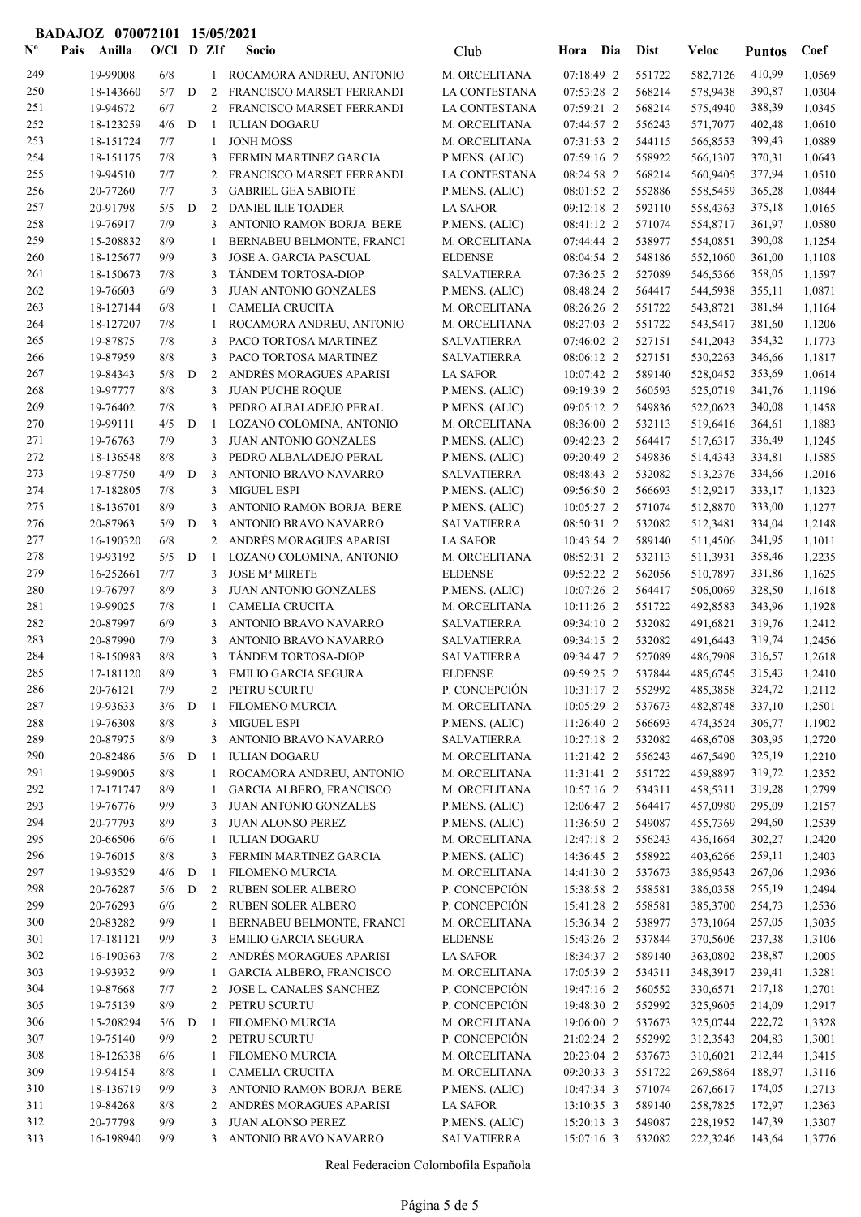**BADAJOZ 070072101 15/05/2021**

| Nº | Pais | Anilla | O/Cl | D | ZIf | Socio | Club | Hora | Dia | Dist | Veloc | Puntos | Coef |
|---|---|---|---|---|---|---|---|---|---|---|---|---|---|
| 249 | | 19-99008 | 6/8 | | 1 | ROCAMORA ANDREU, ANTONIO | M. ORCELITANA | 07:18:49 | 2 | 551722 | 582,7126 | 410,99 | 1,0569 |
| 250 | | 18-143660 | 5/7 | D | 2 | FRANCISCO MARSET FERRANDI | LA CONTESTANA | 07:53:28 | 2 | 568214 | 578,9438 | 390,87 | 1,0304 |
| 251 | | 19-94672 | 6/7 | | 2 | FRANCISCO MARSET FERRANDI | LA CONTESTANA | 07:59:21 | 2 | 568214 | 575,4940 | 388,39 | 1,0345 |
| 252 | | 18-123259 | 4/6 | D | 1 | IULIAN DOGARU | M. ORCELITANA | 07:44:57 | 2 | 556243 | 571,7077 | 402,48 | 1,0610 |
| 253 | | 18-151724 | 7/7 | | 1 | JONH MOSS | M. ORCELITANA | 07:31:53 | 2 | 544115 | 566,8553 | 399,43 | 1,0889 |
| 254 | | 18-151175 | 7/8 | | 3 | FERMIN MARTINEZ GARCIA | P.MENS. (ALIC) | 07:59:16 | 2 | 558922 | 566,1307 | 370,31 | 1,0643 |
| 255 | | 19-94510 | 7/7 | | 2 | FRANCISCO MARSET FERRANDI | LA CONTESTANA | 08:24:58 | 2 | 568214 | 560,9405 | 377,94 | 1,0510 |
| 256 | | 20-77260 | 7/7 | | 3 | GABRIEL GEA SABIOTE | P.MENS. (ALIC) | 08:01:52 | 2 | 552886 | 558,5459 | 365,28 | 1,0844 |
| 257 | | 20-91798 | 5/5 | D | 2 | DANIEL ILIE TOADER | LA SAFOR | 09:12:18 | 2 | 592110 | 558,4363 | 375,18 | 1,0165 |
| 258 | | 19-76917 | 7/9 | | 3 | ANTONIO RAMON BORJA BERE | P.MENS. (ALIC) | 08:41:12 | 2 | 571074 | 554,8717 | 361,97 | 1,0580 |
| 259 | | 15-208832 | 8/9 | | 1 | BERNABEU BELMONTE, FRANCI | M. ORCELITANA | 07:44:44 | 2 | 538977 | 554,0851 | 390,08 | 1,1254 |
| 260 | | 18-125677 | 9/9 | | 3 | JOSE A. GARCIA PASCUAL | ELDENSE | 08:04:54 | 2 | 548186 | 552,1060 | 361,00 | 1,1108 |
| 261 | | 18-150673 | 7/8 | | 3 | TÁNDEM TORTOSA-DIOP | SALVATIERRA | 07:36:25 | 2 | 527089 | 546,5366 | 358,05 | 1,1597 |
| 262 | | 19-76603 | 6/9 | | 3 | JUAN ANTONIO GONZALES | P.MENS. (ALIC) | 08:48:24 | 2 | 564417 | 544,5938 | 355,11 | 1,0871 |
| 263 | | 18-127144 | 6/8 | | 1 | CAMELIA CRUCITA | M. ORCELITANA | 08:26:26 | 2 | 551722 | 543,8721 | 381,84 | 1,1164 |
| 264 | | 18-127207 | 7/8 | | 1 | ROCAMORA ANDREU, ANTONIO | M. ORCELITANA | 08:27:03 | 2 | 551722 | 543,5417 | 381,60 | 1,1206 |
| 265 | | 19-87875 | 7/8 | | 3 | PACO TORTOSA MARTINEZ | SALVATIERRA | 07:46:02 | 2 | 527151 | 541,2043 | 354,32 | 1,1773 |
| 266 | | 19-87959 | 8/8 | | 3 | PACO TORTOSA MARTINEZ | SALVATIERRA | 08:06:12 | 2 | 527151 | 530,2263 | 346,66 | 1,1817 |
| 267 | | 19-84343 | 5/8 | D | 2 | ANDRÉS MORAGUES APARISI | LA SAFOR | 10:07:42 | 2 | 589140 | 528,0452 | 353,69 | 1,0614 |
| 268 | | 19-97777 | 8/8 | | 3 | JUAN PUCHE ROQUE | P.MENS. (ALIC) | 09:19:39 | 2 | 560593 | 525,0719 | 341,76 | 1,1196 |
| 269 | | 19-76402 | 7/8 | | 3 | PEDRO ALBALADEJO PERAL | P.MENS. (ALIC) | 09:05:12 | 2 | 549836 | 522,0623 | 340,08 | 1,1458 |
| 270 | | 19-99111 | 4/5 | D | 1 | LOZANO COLOMINA, ANTONIO | M. ORCELITANA | 08:36:00 | 2 | 532113 | 519,6416 | 364,61 | 1,1883 |
| 271 | | 19-76763 | 7/9 | | 3 | JUAN ANTONIO GONZALES | P.MENS. (ALIC) | 09:42:23 | 2 | 564417 | 517,6317 | 336,49 | 1,1245 |
| 272 | | 18-136548 | 8/8 | | 3 | PEDRO ALBALADEJO PERAL | P.MENS. (ALIC) | 09:20:49 | 2 | 549836 | 514,4343 | 334,81 | 1,1585 |
| 273 | | 19-87750 | 4/9 | D | 3 | ANTONIO BRAVO NAVARRO | SALVATIERRA | 08:48:43 | 2 | 532082 | 513,2376 | 334,66 | 1,2016 |
| 274 | | 17-182805 | 7/8 | | 3 | MIGUEL ESPI | P.MENS. (ALIC) | 09:56:50 | 2 | 566693 | 512,9217 | 333,17 | 1,1323 |
| 275 | | 18-136701 | 8/9 | | 3 | ANTONIO RAMON BORJA BERE | P.MENS. (ALIC) | 10:05:27 | 2 | 571074 | 512,8870 | 333,00 | 1,1277 |
| 276 | | 20-87963 | 5/9 | D | 3 | ANTONIO BRAVO NAVARRO | SALVATIERRA | 08:50:31 | 2 | 532082 | 512,3481 | 334,04 | 1,2148 |
| 277 | | 16-190320 | 6/8 | | 2 | ANDRÉS MORAGUES APARISI | LA SAFOR | 10:43:54 | 2 | 589140 | 511,4506 | 341,95 | 1,1011 |
| 278 | | 19-93192 | 5/5 | D | 1 | LOZANO COLOMINA, ANTONIO | M. ORCELITANA | 08:52:31 | 2 | 532113 | 511,3931 | 358,46 | 1,2235 |
| 279 | | 16-252661 | 7/7 | | 3 | JOSE Mª MIRETE | ELDENSE | 09:52:22 | 2 | 562056 | 510,7897 | 331,86 | 1,1625 |
| 280 | | 19-76797 | 8/9 | | 3 | JUAN ANTONIO GONZALES | P.MENS. (ALIC) | 10:07:26 | 2 | 564417 | 506,0069 | 328,50 | 1,1618 |
| 281 | | 19-99025 | 7/8 | | 1 | CAMELIA CRUCITA | M. ORCELITANA | 10:11:26 | 2 | 551722 | 492,8583 | 343,96 | 1,1928 |
| 282 | | 20-87997 | 6/9 | | 3 | ANTONIO BRAVO NAVARRO | SALVATIERRA | 09:34:10 | 2 | 532082 | 491,6821 | 319,76 | 1,2412 |
| 283 | | 20-87990 | 7/9 | | 3 | ANTONIO BRAVO NAVARRO | SALVATIERRA | 09:34:15 | 2 | 532082 | 491,6443 | 319,74 | 1,2456 |
| 284 | | 18-150983 | 8/8 | | 3 | TÁNDEM TORTOSA-DIOP | SALVATIERRA | 09:34:47 | 2 | 527089 | 486,7908 | 316,57 | 1,2618 |
| 285 | | 17-181120 | 8/9 | | 3 | EMILIO GARCIA SEGURA | ELDENSE | 09:59:25 | 2 | 537844 | 485,6745 | 315,43 | 1,2410 |
| 286 | | 20-76121 | 7/9 | | 2 | PETRU SCURTU | P. CONCEPCIÓN | 10:31:17 | 2 | 552992 | 485,3858 | 324,72 | 1,2112 |
| 287 | | 19-93633 | 3/6 | D | 1 | FILOMENO MURCIA | M. ORCELITANA | 10:05:29 | 2 | 537673 | 482,8748 | 337,10 | 1,2501 |
| 288 | | 19-76308 | 8/8 | | 3 | MIGUEL ESPI | P.MENS. (ALIC) | 11:26:40 | 2 | 566693 | 474,3524 | 306,77 | 1,1902 |
| 289 | | 20-87975 | 8/9 | | 3 | ANTONIO BRAVO NAVARRO | SALVATIERRA | 10:27:18 | 2 | 532082 | 468,6708 | 303,95 | 1,2720 |
| 290 | | 20-82486 | 5/6 | D | 1 | IULIAN DOGARU | M. ORCELITANA | 11:21:42 | 2 | 556243 | 467,5490 | 325,19 | 1,2210 |
| 291 | | 19-99005 | 8/8 | | 1 | ROCAMORA ANDREU, ANTONIO | M. ORCELITANA | 11:31:41 | 2 | 551722 | 459,8897 | 319,72 | 1,2352 |
| 292 | | 17-171747 | 8/9 | | 1 | GARCIA ALBERO, FRANCISCO | M. ORCELITANA | 10:57:16 | 2 | 534311 | 458,5311 | 319,28 | 1,2799 |
| 293 | | 19-76776 | 9/9 | | 3 | JUAN ANTONIO GONZALES | P.MENS. (ALIC) | 12:06:47 | 2 | 564417 | 457,0980 | 295,09 | 1,2157 |
| 294 | | 20-77793 | 8/9 | | 3 | JUAN ALONSO PEREZ | P.MENS. (ALIC) | 11:36:50 | 2 | 549087 | 455,7369 | 294,60 | 1,2539 |
| 295 | | 20-66506 | 6/6 | | 1 | IULIAN DOGARU | M. ORCELITANA | 12:47:18 | 2 | 556243 | 436,1664 | 302,27 | 1,2420 |
| 296 | | 19-76015 | 8/8 | | 3 | FERMIN MARTINEZ GARCIA | P.MENS. (ALIC) | 14:36:45 | 2 | 558922 | 403,6266 | 259,11 | 1,2403 |
| 297 | | 19-93529 | 4/6 | D | 1 | FILOMENO MURCIA | M. ORCELITANA | 14:41:30 | 2 | 537673 | 386,9543 | 267,06 | 1,2936 |
| 298 | | 20-76287 | 5/6 | D | 2 | RUBEN SOLER ALBERO | P. CONCEPCIÓN | 15:38:58 | 2 | 558581 | 386,0358 | 255,19 | 1,2494 |
| 299 | | 20-76293 | 6/6 | | 2 | RUBEN SOLER ALBERO | P. CONCEPCIÓN | 15:41:28 | 2 | 558581 | 385,3700 | 254,73 | 1,2536 |
| 300 | | 20-83282 | 9/9 | | 1 | BERNABEU BELMONTE, FRANCI | M. ORCELITANA | 15:36:34 | 2 | 538977 | 373,1064 | 257,05 | 1,3035 |
| 301 | | 17-181121 | 9/9 | | 3 | EMILIO GARCIA SEGURA | ELDENSE | 15:43:26 | 2 | 537844 | 370,5606 | 237,38 | 1,3106 |
| 302 | | 16-190363 | 7/8 | | 2 | ANDRÉS MORAGUES APARISI | LA SAFOR | 18:34:37 | 2 | 589140 | 363,0802 | 238,87 | 1,2005 |
| 303 | | 19-93932 | 9/9 | | 1 | GARCIA ALBERO, FRANCISCO | M. ORCELITANA | 17:05:39 | 2 | 534311 | 348,3917 | 239,41 | 1,3281 |
| 304 | | 19-87668 | 7/7 | | 2 | JOSE L. CANALES SANCHEZ | P. CONCEPCIÓN | 19:47:16 | 2 | 560552 | 330,6571 | 217,18 | 1,2701 |
| 305 | | 19-75139 | 8/9 | | 2 | PETRU SCURTU | P. CONCEPCIÓN | 19:48:30 | 2 | 552992 | 325,9605 | 214,09 | 1,2917 |
| 306 | | 15-208294 | 5/6 | D | 1 | FILOMENO MURCIA | M. ORCELITANA | 19:06:00 | 2 | 537673 | 325,0744 | 222,72 | 1,3328 |
| 307 | | 19-75140 | 9/9 | | 2 | PETRU SCURTU | P. CONCEPCIÓN | 21:02:24 | 2 | 552992 | 312,3543 | 204,83 | 1,3001 |
| 308 | | 18-126338 | 6/6 | | 1 | FILOMENO MURCIA | M. ORCELITANA | 20:23:04 | 2 | 537673 | 310,6021 | 212,44 | 1,3415 |
| 309 | | 19-94154 | 8/8 | | 1 | CAMELIA CRUCITA | M. ORCELITANA | 09:20:33 | 3 | 551722 | 269,5864 | 188,97 | 1,3116 |
| 310 | | 18-136719 | 9/9 | | 3 | ANTONIO RAMON BORJA BERE | P.MENS. (ALIC) | 10:47:34 | 3 | 571074 | 267,6617 | 174,05 | 1,2713 |
| 311 | | 19-84268 | 8/8 | | 2 | ANDRÉS MORAGUES APARISI | LA SAFOR | 13:10:35 | 3 | 589140 | 258,7825 | 172,97 | 1,2363 |
| 312 | | 20-77798 | 9/9 | | 3 | JUAN ALONSO PEREZ | P.MENS. (ALIC) | 15:20:13 | 3 | 549087 | 228,1952 | 147,39 | 1,3307 |
| 313 | | 16-198940 | 9/9 | | 3 | ANTONIO BRAVO NAVARRO | SALVATIERRA | 15:07:16 | 3 | 532082 | 222,3246 | 143,64 | 1,3776 |

Real Federacion Colombofila Española